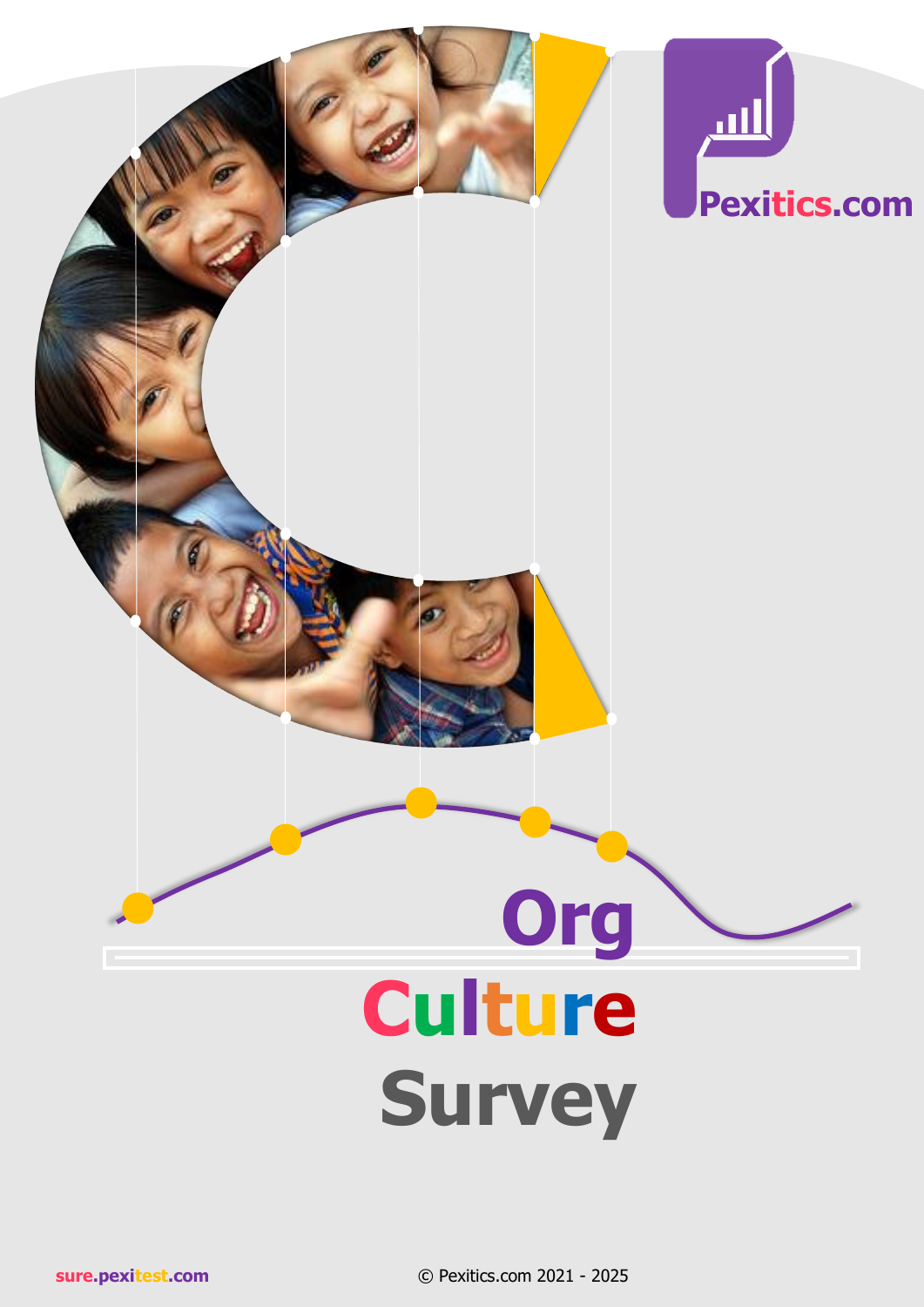Pexitics.com

# Org Culture Survey

sure.pexitest.com

© Pexitics.com 2021 - 2025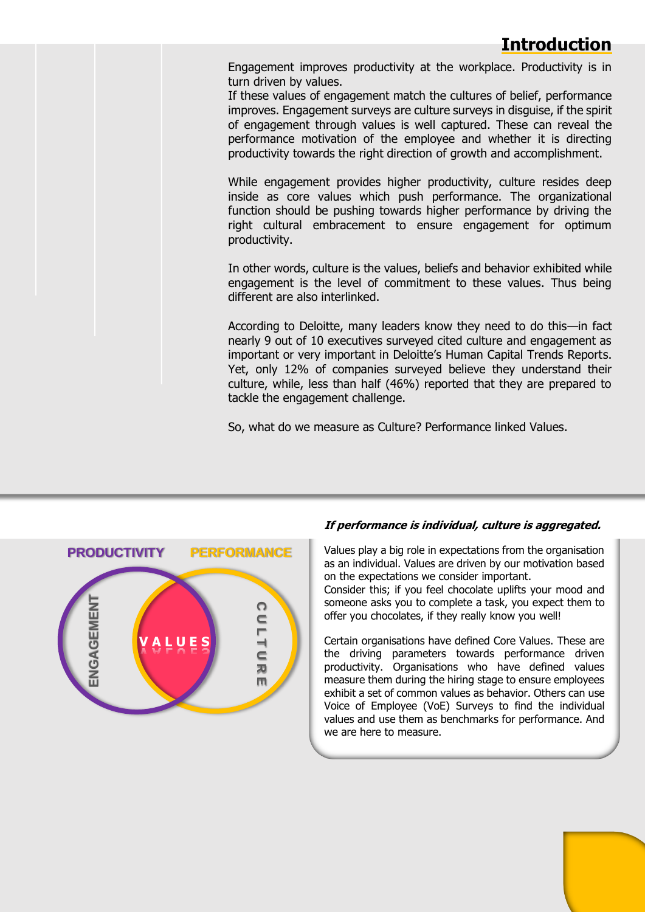# Introduction

Engagement improves productivity at the workplace. Productivity is in turn driven by values.
If these values of engagement match the cultures of belief, performance improves. Engagement surveys are culture surveys in disguise, if the spirit of engagement through values is well captured. These can reveal the performance motivation of the employee and whether it is directing productivity towards the right direction of growth and accomplishment.

While engagement provides higher productivity, culture resides deep inside as core values which push performance. The organizational function should be pushing towards higher performance by driving the right cultural embracement to ensure engagement for optimum productivity.

In other words, culture is the values, beliefs and behavior exhibited while engagement is the level of commitment to these values. Thus being different are also interlinked.

According to Deloitte, many leaders know they need to do this—in fact nearly 9 out of 10 executives surveyed cited culture and engagement as important or very important in Deloitte's Human Capital Trends Reports. Yet, only 12% of companies surveyed believe they understand their culture, while, less than half (46%) reported that they are prepared to tackle the engagement challenge.

So, what do we measure as Culture? Performance linked Values.

PRODUCTIVITY PERFORMANCE ENGAGEMENT VALUES CULTURE

***If performance is individual, culture is aggregated.***

Values play a big role in expectations from the organisation as an individual. Values are driven by our motivation based on the expectations we consider important.
Consider this; if you feel chocolate uplifts your mood and someone asks you to complete a task, you expect them to offer you chocolates, if they really know you well!

Certain organisations have defined Core Values. These are the driving parameters towards performance driven productivity. Organisations who have defined values measure them during the hiring stage to ensure employees exhibit a set of common values as behavior. Others can use Voice of Employee (VoE) Surveys to find the individual values and use them as benchmarks for performance. And we are here to measure.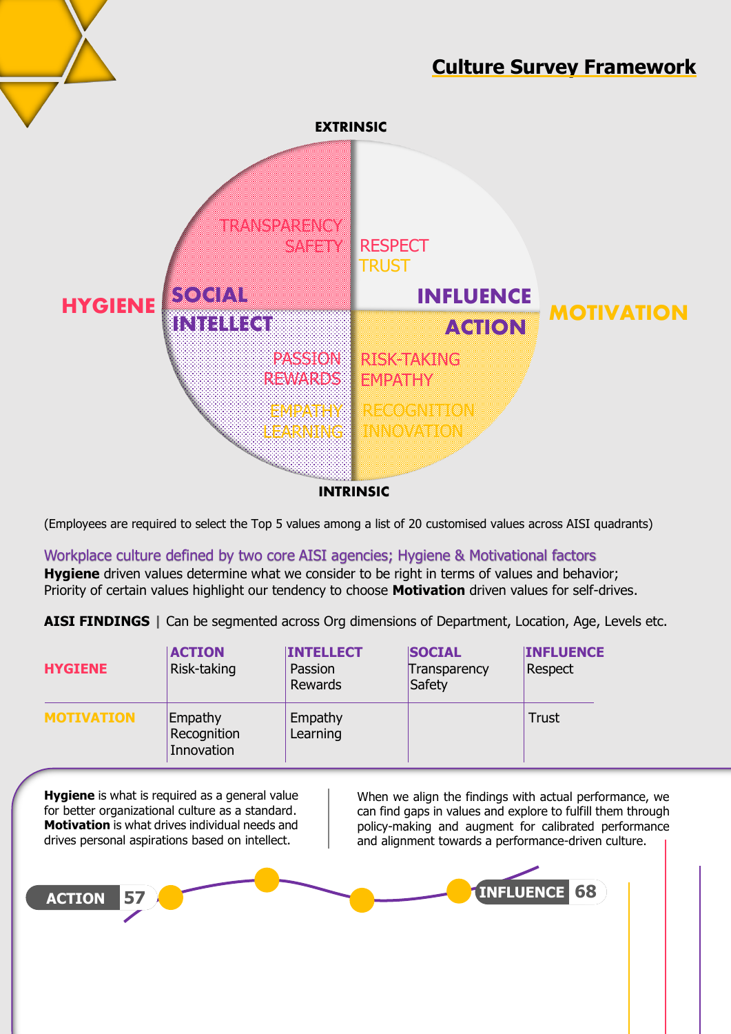## Culture Survey Framework

EXTRINSIC

HYGIENE

SOCIAL

TRANSPARENCY
SAFETY

RESPECT
TRUST

INFLUENCE

MOTIVATION

INTELLECT

PASSION
REWARDS

EMPATHY
LEARNING

ACTION

RISK-TAKING
EMPATHY

RECOGNITION
INNOVATION

INTRINSIC

(Employees are required to select the Top 5 values among a list of 20 customised values across AISI quadrants)

Workplace culture defined by two core AISI agencies; Hygiene & Motivational factors

**Hygiene** driven values determine what we consider to be right in terms of values and behavior; Priority of certain values highlight our tendency to choose **Motivation** driven values for self-drives.

**AISI FINDINGS** | Can be segmented across Org dimensions of Department, Location, Age, Levels etc.

| | ACTION | INTELLECT | SOCIAL | INFLUENCE |
|---|---|---|---|---|
| **HYGIENE** | Risk-taking | Passion<br>Rewards | Transparency<br>Safety | Respect |
| **MOTIVATION** | Empathy<br>Recognition<br>Innovation | Empathy<br>Learning | | Trust |

**Hygiene** is what is required as a general value for better organizational culture as a standard. **Motivation** is what drives individual needs and drives personal aspirations based on intellect.

When we align the findings with actual performance, we can find gaps in values and explore to fulfill them through policy-making and augment for calibrated performance and alignment towards a performance-driven culture.

**ACTION** 57

**INFLUENCE** 68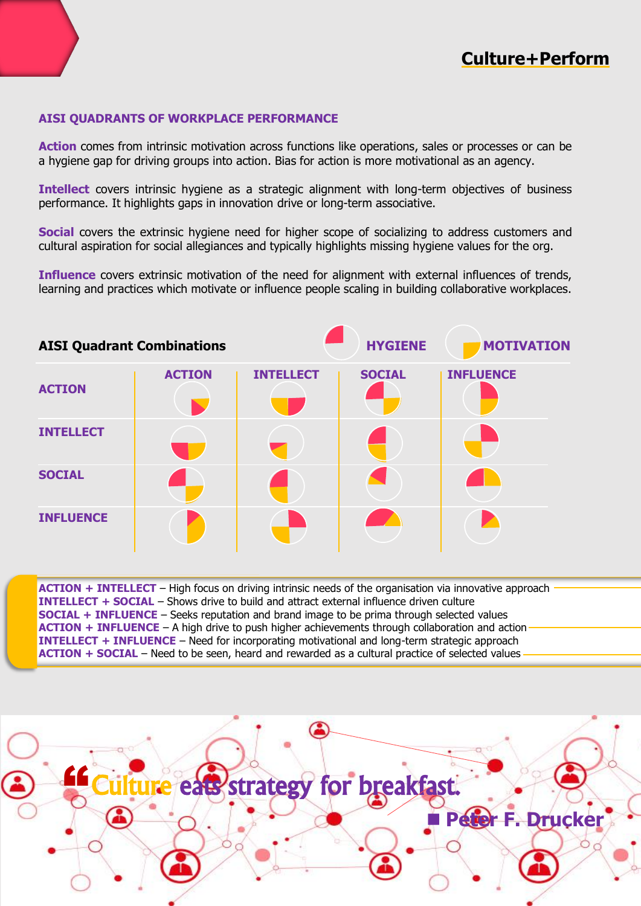**Culture+Perform**

## AISI QUADRANTS OF WORKPLACE PERFORMANCE

**Action** comes from intrinsic motivation across functions like operations, sales or processes or can be a hygiene gap for driving groups into action. Bias for action is more motivational as an agency.

**Intellect** covers intrinsic hygiene as a strategic alignment with long-term objectives of business performance. It highlights gaps in innovation drive or long-term associative.

**Social** covers the extrinsic hygiene need for higher scope of socializing to address customers and cultural aspiration for social allegiances and typically highlights missing hygiene values for the org.

**Influence** covers extrinsic motivation of the need for alignment with external influences of trends, learning and practices which motivate or influence people scaling in building collaborative workplaces.

### AISI Quadrant Combinations

HYGIENE   MOTIVATION

| | ACTION | INTELLECT | SOCIAL | INFLUENCE |
|---|---|---|---|---|
| ACTION | | | | |
| INTELLECT | | | | |
| SOCIAL | | | | |
| INFLUENCE | | | | |

**ACTION + INTELLECT** – High focus on driving intrinsic needs of the organisation via innovative approach
**INTELLECT + SOCIAL** – Shows drive to build and attract external influence driven culture
**SOCIAL + INFLUENCE** – Seeks reputation and brand image to be prima through selected values
**ACTION + INFLUENCE** – A high drive to push higher achievements through collaboration and action
**INTELLECT + INFLUENCE** – Need for incorporating motivational and long-term strategic approach
**ACTION + SOCIAL** – Need to be seen, heard and rewarded as a cultural practice of selected values

"Culture eats strategy for breakfast.

■ Peter F. Drucker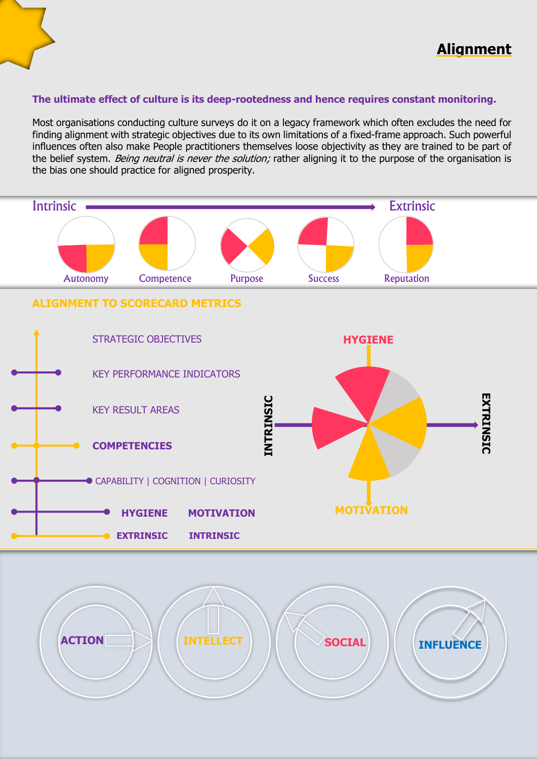## Alignment

**The ultimate effect of culture is its deep-rootedness and hence requires constant monitoring.**

Most organisations conducting culture surveys do it on a legacy framework which often excludes the need for finding alignment with strategic objectives due to its own limitations of a fixed-frame approach. Such powerful influences often also make People practitioners themselves loose objectivity as they are trained to be part of the belief system. *Being neutral is never the solution;* rather aligning it to the purpose of the organisation is the bias one should practice for aligned prosperity.

Intrinsic → Extrinsic

Autonomy | Competence | Purpose | Success | Reputation

### ALIGNMENT TO SCORECARD METRICS

STRATEGIC OBJECTIVES

KEY PERFORMANCE INDICATORS

KEY RESULT AREAS

**COMPETENCIES**

CAPABILITY | COGNITION | CURIOSITY

**HYGIENE** **MOTIVATION**

**EXTRINSIC** **INTRINSIC**

**HYGIENE**

**INTRINSIC** **EXTRINSIC**

**MOTIVATION**

**ACTION** | **INTELLECT** | **SOCIAL** | **INFLUENCE**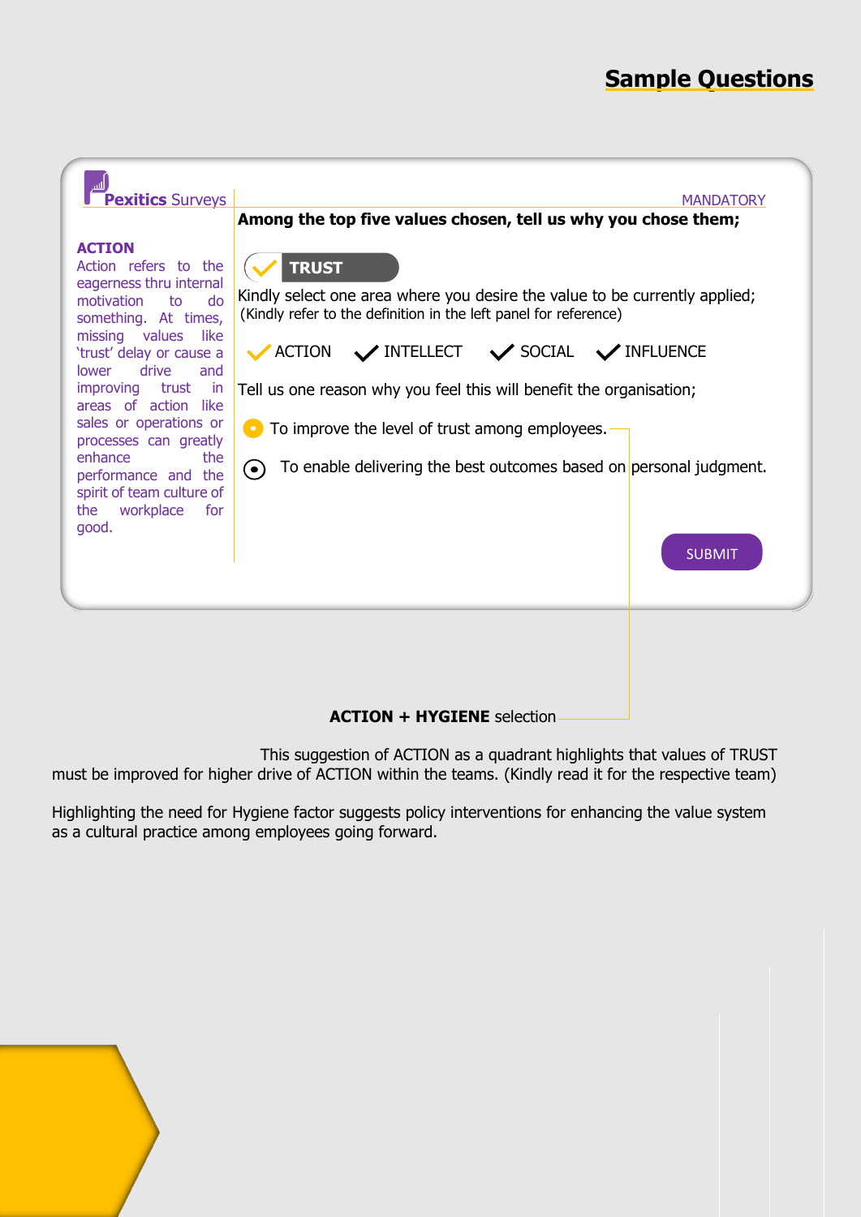## Sample Questions

Pexitics Surveys

MANDATORY

**Among the top five values chosen, tell us why you chose them;**

**ACTION**

Action refers to the eagerness thru internal motivation to do something. At times, missing values like 'trust' delay or cause a lower drive and improving trust in areas of action like sales or operations or processes can greatly enhance the performance and the spirit of team culture of the workplace for good.

**TRUST**

Kindly select one area where you desire the value to be currently applied;
(Kindly refer to the definition in the left panel for reference)

✓ ACTION ✓ INTELLECT ✓ SOCIAL ✓ INFLUENCE

Tell us one reason why you feel this will benefit the organisation;

- To improve the level of trust among employees.
- To enable delivering the best outcomes based on personal judgment.

SUBMIT

**ACTION + HYGIENE** selection

This suggestion of ACTION as a quadrant highlights that values of TRUST must be improved for higher drive of ACTION within the teams. (Kindly read it for the respective team)

Highlighting the need for Hygiene factor suggests policy interventions for enhancing the value system as a cultural practice among employees going forward.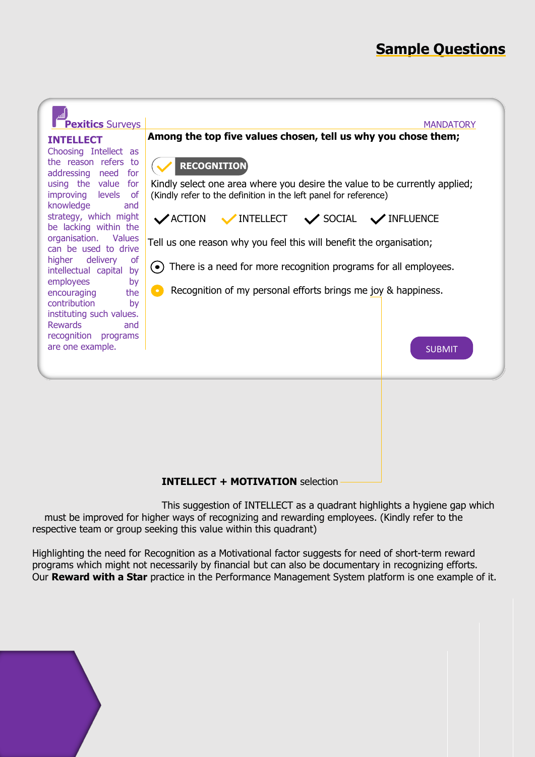## Sample Questions

Pexitics Surveys

**INTELLECT**

Choosing Intellect as the reason refers to addressing need for using the value for improving levels of knowledge and strategy, which might be lacking within the organisation. Values can be used to drive higher delivery of intellectual capital by employees by encouraging the contribution by instituting such values. Rewards and recognition programs are one example.

MANDATORY

**Among the top five values chosen, tell us why you chose them;**

✓ **RECOGNITION**

Kindly select one area where you desire the value to be currently applied;
(Kindly refer to the definition in the left panel for reference)

✓ ACTION ✓ INTELLECT ✓ SOCIAL ✓ INFLUENCE

Tell us one reason why you feel this will benefit the organisation;

- There is a need for more recognition programs for all employees.
- Recognition of my personal efforts brings me joy & happiness.

SUBMIT

**INTELLECT + MOTIVATION** selection

This suggestion of INTELLECT as a quadrant highlights a hygiene gap which must be improved for higher ways of recognizing and rewarding employees. (Kindly refer to the respective team or group seeking this value within this quadrant)

Highlighting the need for Recognition as a Motivational factor suggests for need of short-term reward programs which might not necessarily by financial but can also be documentary in recognizing efforts. Our **Reward with a Star** practice in the Performance Management System platform is one example of it.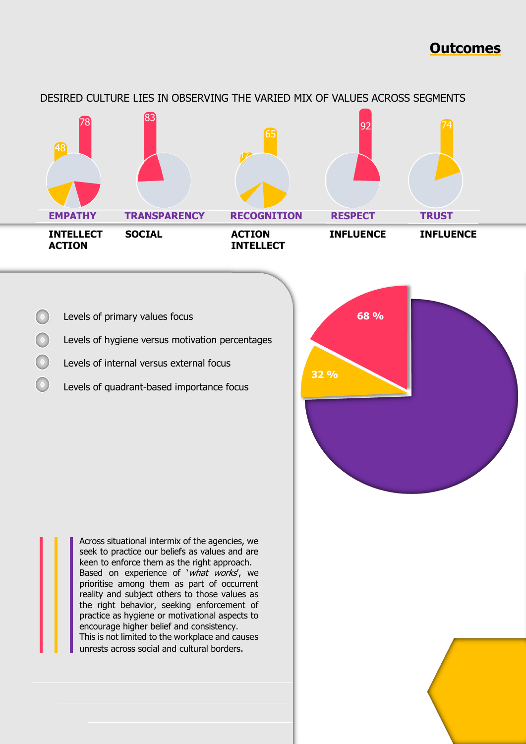## Outcomes

DESIRED CULTURE LIES IN OBSERVING THE VARIED MIX OF VALUES ACROSS SEGMENTS

| EMPATHY | TRANSPARENCY | RECOGNITION | RESPECT | TRUST |
|---|---|---|---|---|
| 48, 78 | 83 | 17, 65 | 92 | 74 |
| INTELLECT ACTION | SOCIAL | ACTION INTELLECT | INFLUENCE | INFLUENCE |

- Levels of primary values focus
- Levels of hygiene versus motivation percentages
- Levels of internal versus external focus
- Levels of quadrant-based importance focus

68 %

32 %

Across situational intermix of the agencies, we seek to practice our beliefs as values and are keen to enforce them as the right approach. Based on experience of '*what works*', we prioritise among them as part of occurrent reality and subject others to those values as the right behavior, seeking enforcement of practice as hygiene or motivational aspects to encourage higher belief and consistency. This is not limited to the workplace and causes unrests across social and cultural borders.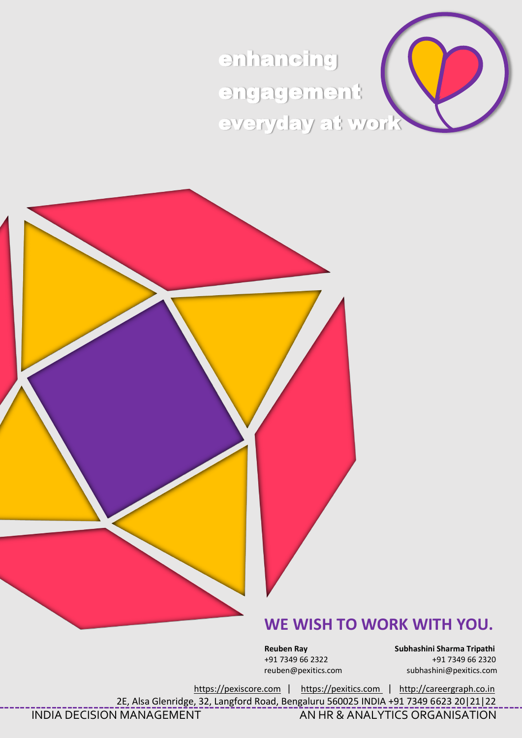enhancing
engagement
everyday at work

## WE WISH TO WORK WITH YOU.

**Reuben Ray**
+91 7349 66 2322
reuben@pexitics.com

**Subhashini Sharma Tripathi**
+91 7349 66 2320
subhashini@pexitics.com

https://pexiscore.com | https://pexitics.com | http://careergraph.co.in

2E, Alsa Glenridge, 32, Langford Road, Bengaluru 560025 INDIA +91 7349 6623 20|21|22

INDIA DECISION MANAGEMENT AN HR & ANALYTICS ORGANISATION